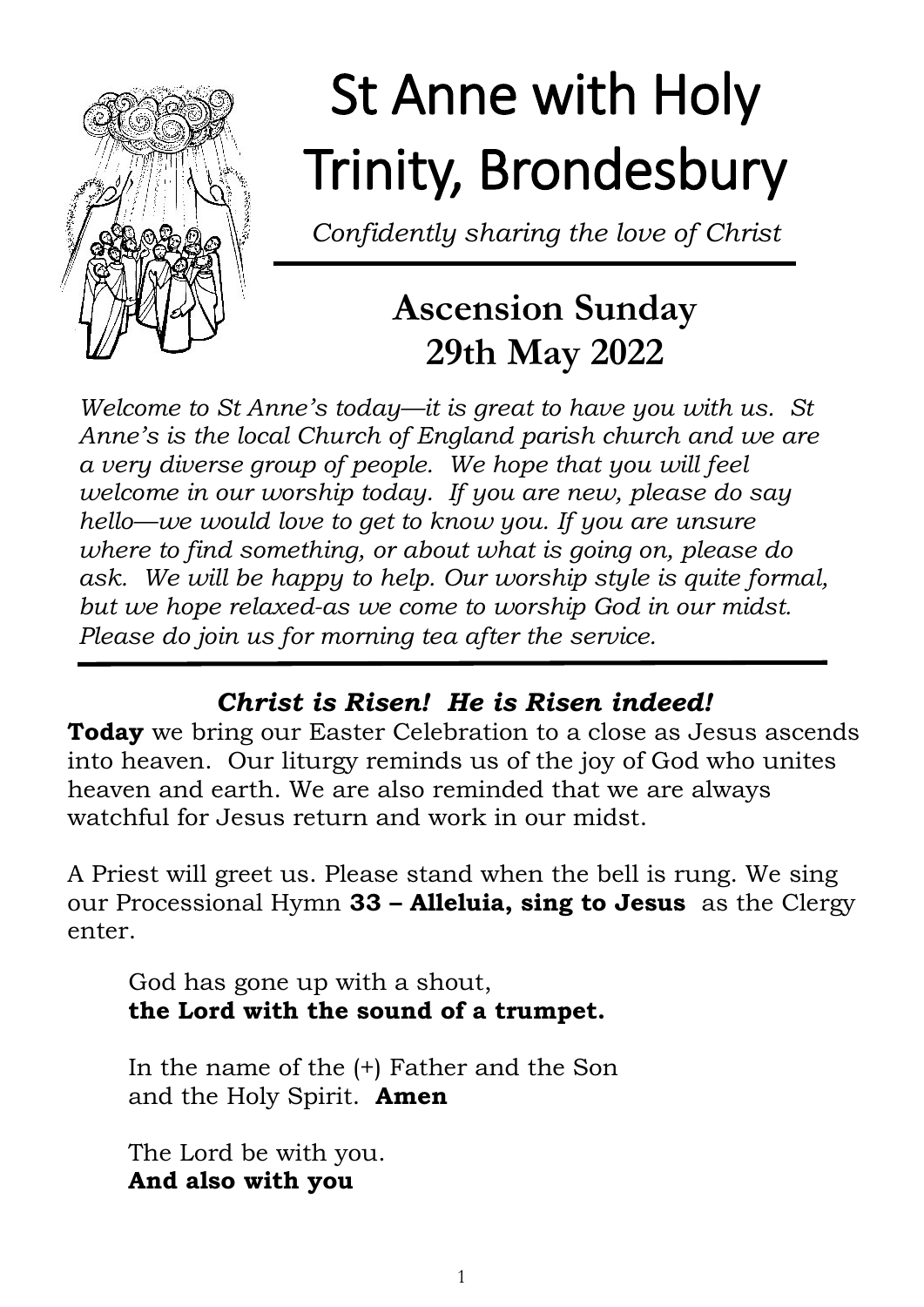# St Anne with Holy Trinity, Brondesbury

*Confidently sharing the love of Christ*

## Ascension Sunday
## 29th May 2022

*Welcome to St Anne's today—it is great to have you with us. St Anne's is the local Church of England parish church and we are a very diverse group of people. We hope that you will feel welcome in our worship today. If you are new, please do say hello—we would love to get to know you. If you are unsure where to find something, or about what is going on, please do ask. We will be happy to help. Our worship style is quite formal, but we hope relaxed-as we come to worship God in our midst. Please do join us for morning tea after the service.*

### *Christ is Risen! He is Risen indeed!*

**Today** we bring our Easter Celebration to a close as Jesus ascends into heaven. Our liturgy reminds us of the joy of God who unites heaven and earth. We are also reminded that we are always watchful for Jesus return and work in our midst.

A Priest will greet us. Please stand when the bell is rung. We sing our Processional Hymn **33 – Alleluia, sing to Jesus** as the Clergy enter.

God has gone up with a shout,
**the Lord with the sound of a trumpet.**

In the name of the (+) Father and the Son
and the Holy Spirit. **Amen**

The Lord be with you.
**And also with you**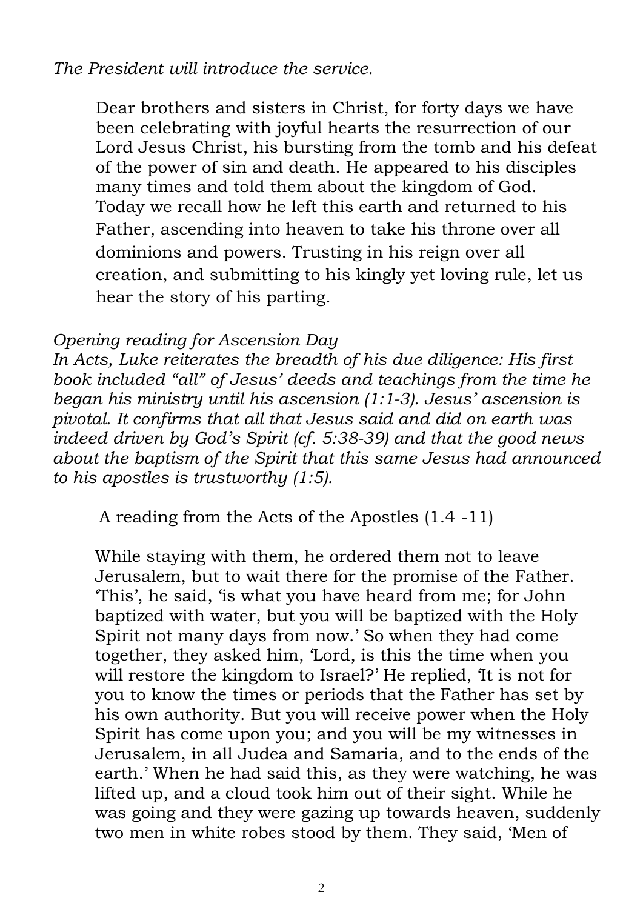*The President will introduce the service.*

Dear brothers and sisters in Christ, for forty days we have been celebrating with joyful hearts the resurrection of our Lord Jesus Christ, his bursting from the tomb and his defeat of the power of sin and death. He appeared to his disciples many times and told them about the kingdom of God. Today we recall how he left this earth and returned to his Father, ascending into heaven to take his throne over all dominions and powers. Trusting in his reign over all creation, and submitting to his kingly yet loving rule, let us hear the story of his parting.

*Opening reading for Ascension Day*
*In Acts, Luke reiterates the breadth of his due diligence: His first book included "all" of Jesus' deeds and teachings from the time he began his ministry until his ascension (1:1-3). Jesus' ascension is pivotal. It confirms that all that Jesus said and did on earth was indeed driven by God's Spirit (cf. 5:38-39) and that the good news about the baptism of the Spirit that this same Jesus had announced to his apostles is trustworthy (1:5).*

A reading from the Acts of the Apostles (1.4 -11)

While staying with them, he ordered them not to leave Jerusalem, but to wait there for the promise of the Father. 'This', he said, 'is what you have heard from me; for John baptized with water, but you will be baptized with the Holy Spirit not many days from now.' So when they had come together, they asked him, 'Lord, is this the time when you will restore the kingdom to Israel?' He replied, 'It is not for you to know the times or periods that the Father has set by his own authority. But you will receive power when the Holy Spirit has come upon you; and you will be my witnesses in Jerusalem, in all Judea and Samaria, and to the ends of the earth.' When he had said this, as they were watching, he was lifted up, and a cloud took him out of their sight. While he was going and they were gazing up towards heaven, suddenly two men in white robes stood by them. They said, 'Men of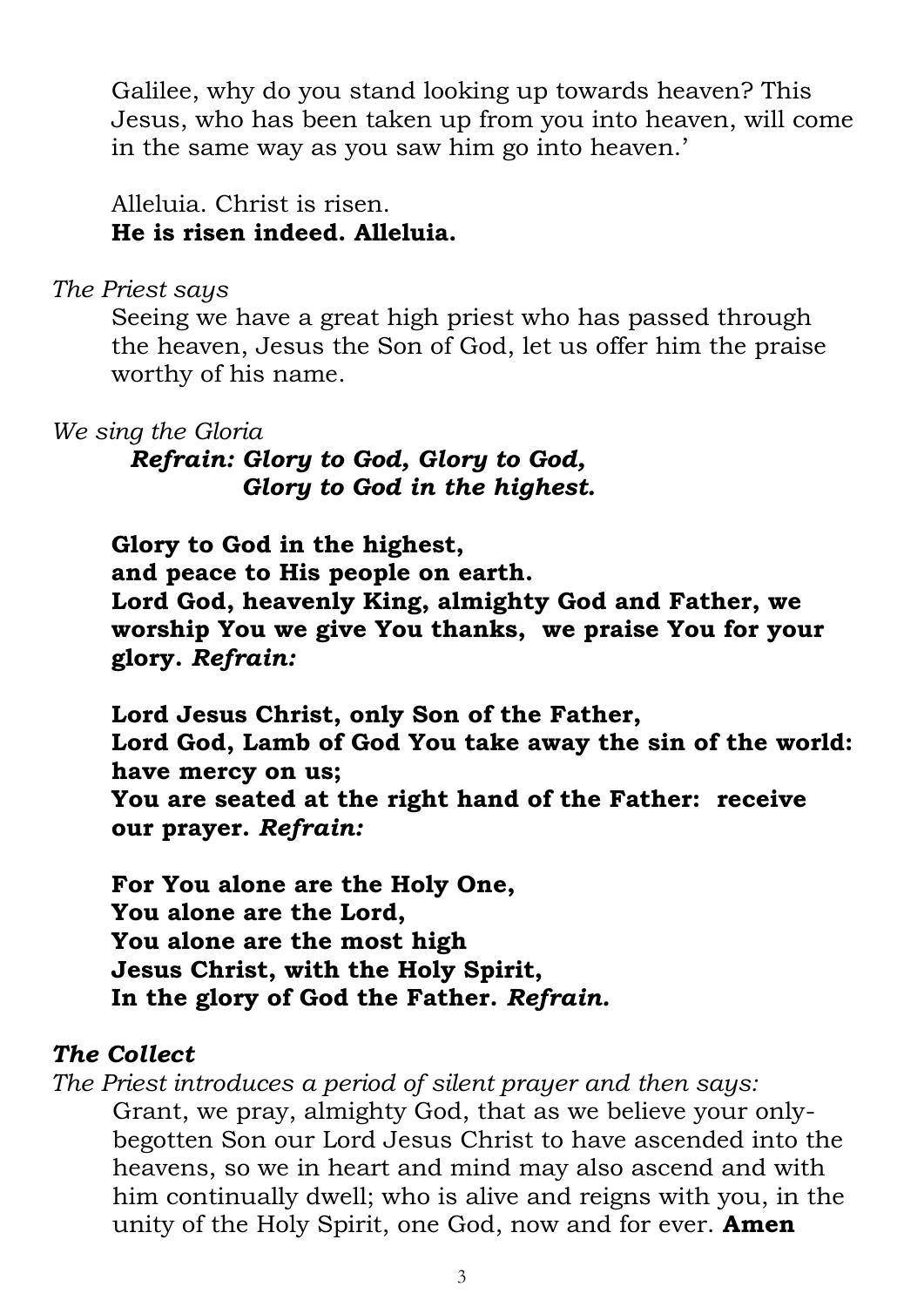Galilee, why do you stand looking up towards heaven? This Jesus, who has been taken up from you into heaven, will come in the same way as you saw him go into heaven.'

Alleluia. Christ is risen.
**He is risen indeed. Alleluia.**

*The Priest says*

Seeing we have a great high priest who has passed through the heaven, Jesus the Son of God, let us offer him the praise worthy of his name.

*We sing the Gloria*

***Refrain: Glory to God, Glory to God,***
***Glory to God in the highest.***

**Glory to God in the highest,**
**and peace to His people on earth.**
**Lord God, heavenly King, almighty God and Father, we worship You we give You thanks, we praise You for your glory.** ***Refrain:***

**Lord Jesus Christ, only Son of the Father,**
**Lord God, Lamb of God You take away the sin of the world: have mercy on us;**
**You are seated at the right hand of the Father: receive our prayer.** ***Refrain:***

**For You alone are the Holy One,**
**You alone are the Lord,**
**You alone are the most high**
**Jesus Christ, with the Holy Spirit,**
**In the glory of God the Father.** ***Refrain.***

### *The Collect*

*The Priest introduces a period of silent prayer and then says:*

Grant, we pray, almighty God, that as we believe your only-begotten Son our Lord Jesus Christ to have ascended into the heavens, so we in heart and mind may also ascend and with him continually dwell; who is alive and reigns with you, in the unity of the Holy Spirit, one God, now and for ever. **Amen**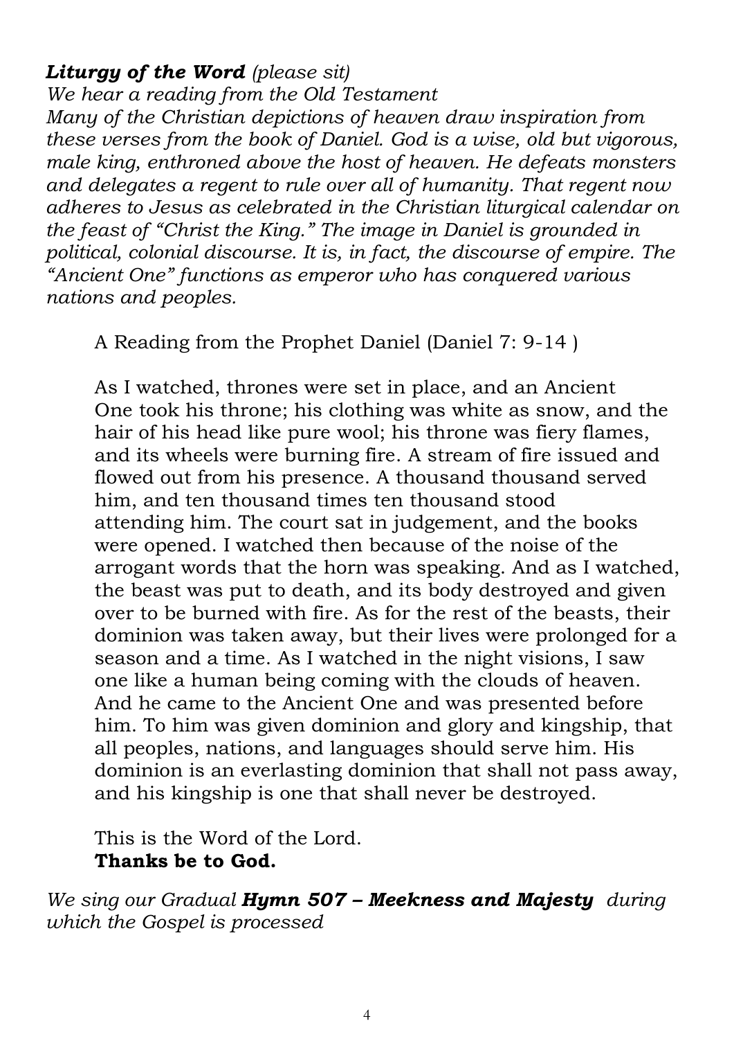***Liturgy of the Word*** *(please sit)*

*We hear a reading from the Old Testament*

*Many of the Christian depictions of heaven draw inspiration from these verses from the book of Daniel. God is a wise, old but vigorous, male king, enthroned above the host of heaven. He defeats monsters and delegates a regent to rule over all of humanity. That regent now adheres to Jesus as celebrated in the Christian liturgical calendar on the feast of "Christ the King." The image in Daniel is grounded in political, colonial discourse. It is, in fact, the discourse of empire. The "Ancient One" functions as emperor who has conquered various nations and peoples.*

A Reading from the Prophet Daniel (Daniel 7: 9-14 )

As I watched, thrones were set in place, and an Ancient One took his throne; his clothing was white as snow, and the hair of his head like pure wool; his throne was fiery flames, and its wheels were burning fire. A stream of fire issued and flowed out from his presence. A thousand thousand served him, and ten thousand times ten thousand stood attending him. The court sat in judgement, and the books were opened. I watched then because of the noise of the arrogant words that the horn was speaking. And as I watched, the beast was put to death, and its body destroyed and given over to be burned with fire. As for the rest of the beasts, their dominion was taken away, but their lives were prolonged for a season and a time. As I watched in the night visions, I saw one like a human being coming with the clouds of heaven. And he came to the Ancient One and was presented before him. To him was given dominion and glory and kingship, that all peoples, nations, and languages should serve him. His dominion is an everlasting dominion that shall not pass away, and his kingship is one that shall never be destroyed.

This is the Word of the Lord.
**Thanks be to God.**

*We sing our Gradual* ***Hymn 507 – Meekness and Majesty*** *during which the Gospel is processed*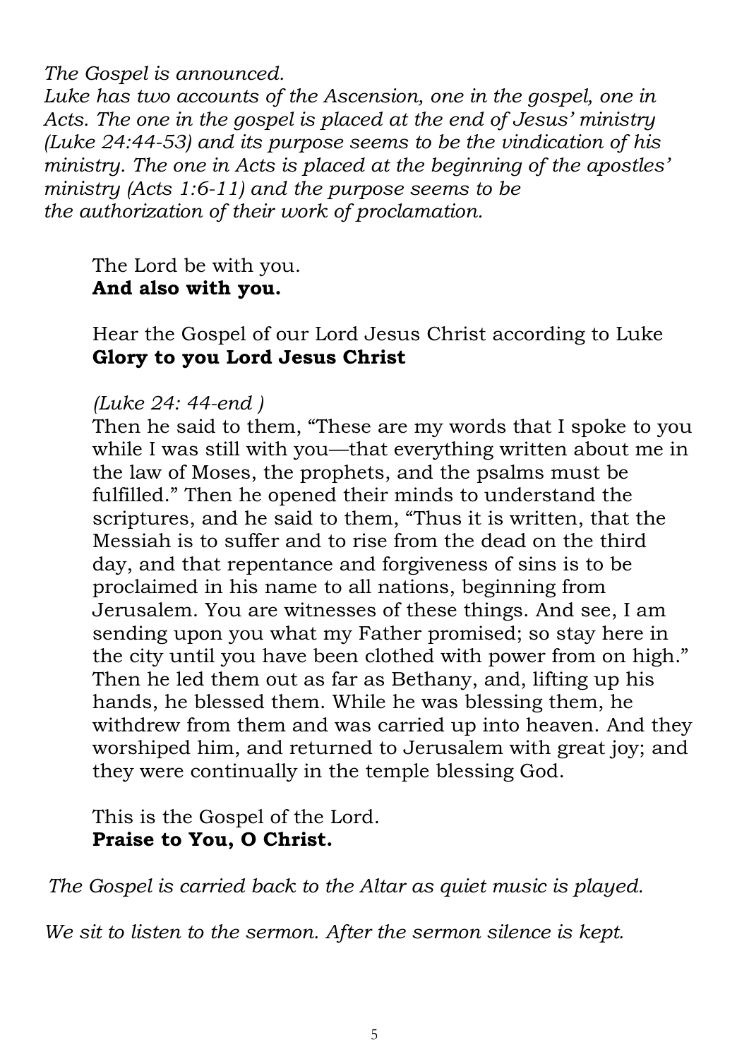*The Gospel is announced.*
*Luke has two accounts of the Ascension, one in the gospel, one in Acts. The one in the gospel is placed at the end of Jesus' ministry (Luke 24:44-53) and its purpose seems to be the vindication of his ministry. The one in Acts is placed at the beginning of the apostles' ministry (Acts 1:6-11) and the purpose seems to be the authorization of their work of proclamation.*

The Lord be with you.
**And also with you.**

Hear the Gospel of our Lord Jesus Christ according to Luke
**Glory to you Lord Jesus Christ**

*(Luke 24: 44-end )*
Then he said to them, "These are my words that I spoke to you while I was still with you—that everything written about me in the law of Moses, the prophets, and the psalms must be fulfilled." Then he opened their minds to understand the scriptures, and he said to them, "Thus it is written, that the Messiah is to suffer and to rise from the dead on the third day, and that repentance and forgiveness of sins is to be proclaimed in his name to all nations, beginning from Jerusalem. You are witnesses of these things. And see, I am sending upon you what my Father promised; so stay here in the city until you have been clothed with power from on high." Then he led them out as far as Bethany, and, lifting up his hands, he blessed them. While he was blessing them, he withdrew from them and was carried up into heaven. And they worshiped him, and returned to Jerusalem with great joy; and they were continually in the temple blessing God.

This is the Gospel of the Lord.
**Praise to You, O Christ.**

*The Gospel is carried back to the Altar as quiet music is played.*

*We sit to listen to the sermon. After the sermon silence is kept.*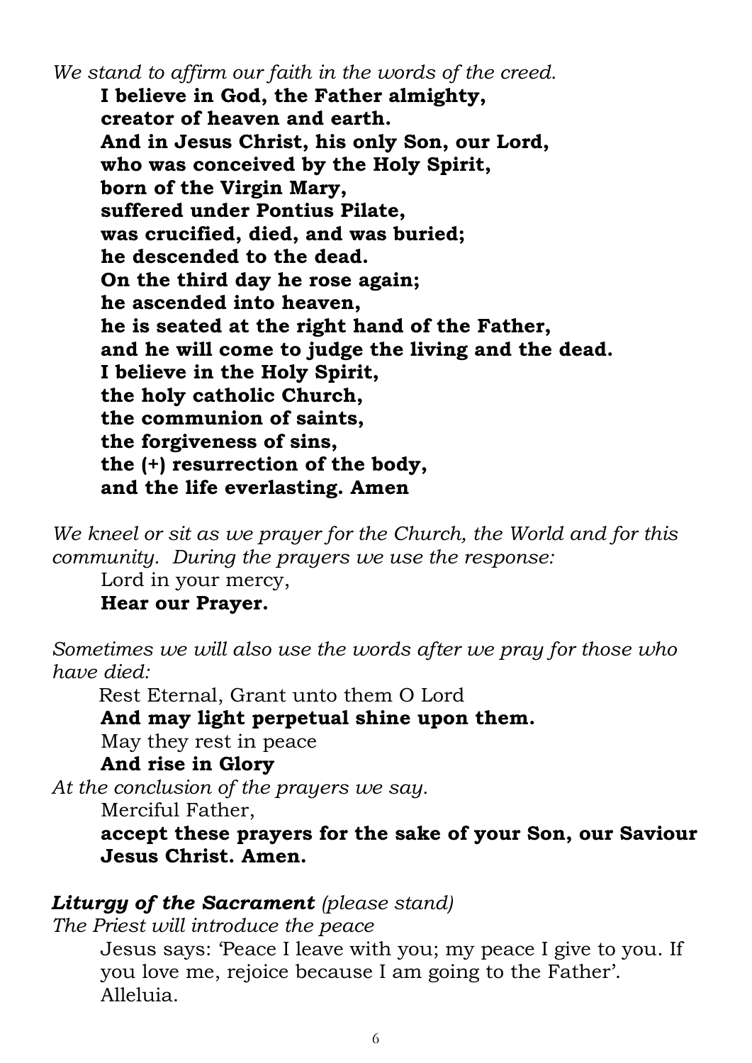*We stand to affirm our faith in the words of the creed.*

**I believe in God, the Father almighty,**
**creator of heaven and earth.**
**And in Jesus Christ, his only Son, our Lord,**
**who was conceived by the Holy Spirit,**
**born of the Virgin Mary,**
**suffered under Pontius Pilate,**
**was crucified, died, and was buried;**
**he descended to the dead.**
**On the third day he rose again;**
**he ascended into heaven,**
**he is seated at the right hand of the Father,**
**and he will come to judge the living and the dead.**
**I believe in the Holy Spirit,**
**the holy catholic Church,**
**the communion of saints,**
**the forgiveness of sins,**
**the (+) resurrection of the body,**
**and the life everlasting. Amen**

*We kneel or sit as we prayer for the Church, the World and for this community. During the prayers we use the response:*

Lord in your mercy,
**Hear our Prayer.**

*Sometimes we will also use the words after we pray for those who have died:*

Rest Eternal, Grant unto them O Lord
**And may light perpetual shine upon them.**
May they rest in peace
**And rise in Glory**

*At the conclusion of the prayers we say.*

Merciful Father,
**accept these prayers for the sake of your Son, our Saviour Jesus Christ. Amen.**

***Liturgy of the Sacrament*** *(please stand)*

*The Priest will introduce the peace*

Jesus says: 'Peace I leave with you; my peace I give to you. If you love me, rejoice because I am going to the Father'. Alleluia.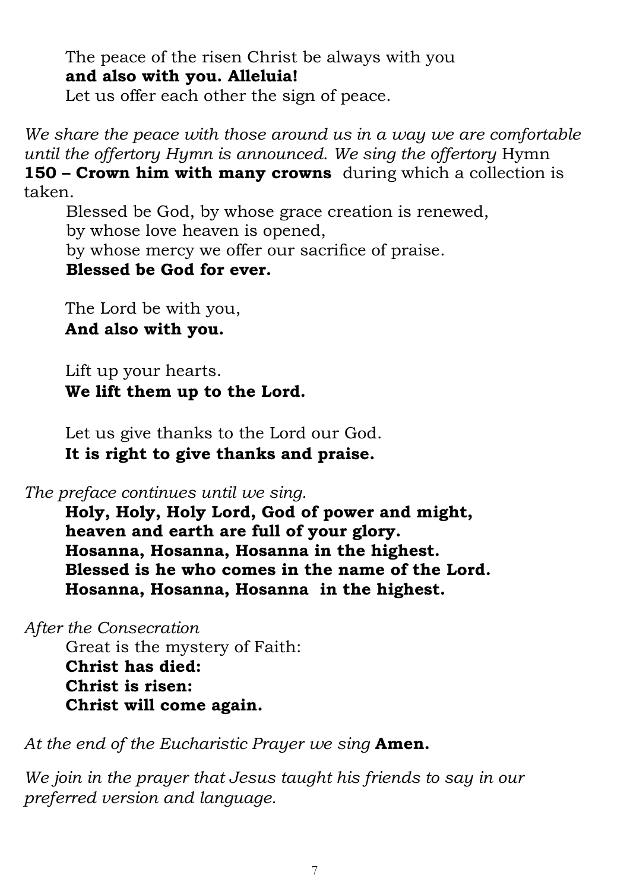The peace of the risen Christ be always with you
**and also with you. Alleluia!**
Let us offer each other the sign of peace.

*We share the peace with those around us in a way we are comfortable until the offertory Hymn is announced. We sing the offertory* Hymn **150 – Crown him with many crowns** during which a collection is taken.

Blessed be God, by whose grace creation is renewed,
by whose love heaven is opened,
by whose mercy we offer our sacrifice of praise.
**Blessed be God for ever.**

The Lord be with you,
**And also with you.**

Lift up your hearts.
**We lift them up to the Lord.**

Let us give thanks to the Lord our God.
**It is right to give thanks and praise.**

*The preface continues until we sing.*

**Holy, Holy, Holy Lord, God of power and might,**
**heaven and earth are full of your glory.**
**Hosanna, Hosanna, Hosanna in the highest.**
**Blessed is he who comes in the name of the Lord.**
**Hosanna, Hosanna, Hosanna in the highest.**

*After the Consecration*

Great is the mystery of Faith:
**Christ has died:**
**Christ is risen:**
**Christ will come again.**

*At the end of the Eucharistic Prayer we sing* **Amen.**

*We join in the prayer that Jesus taught his friends to say in our preferred version and language.*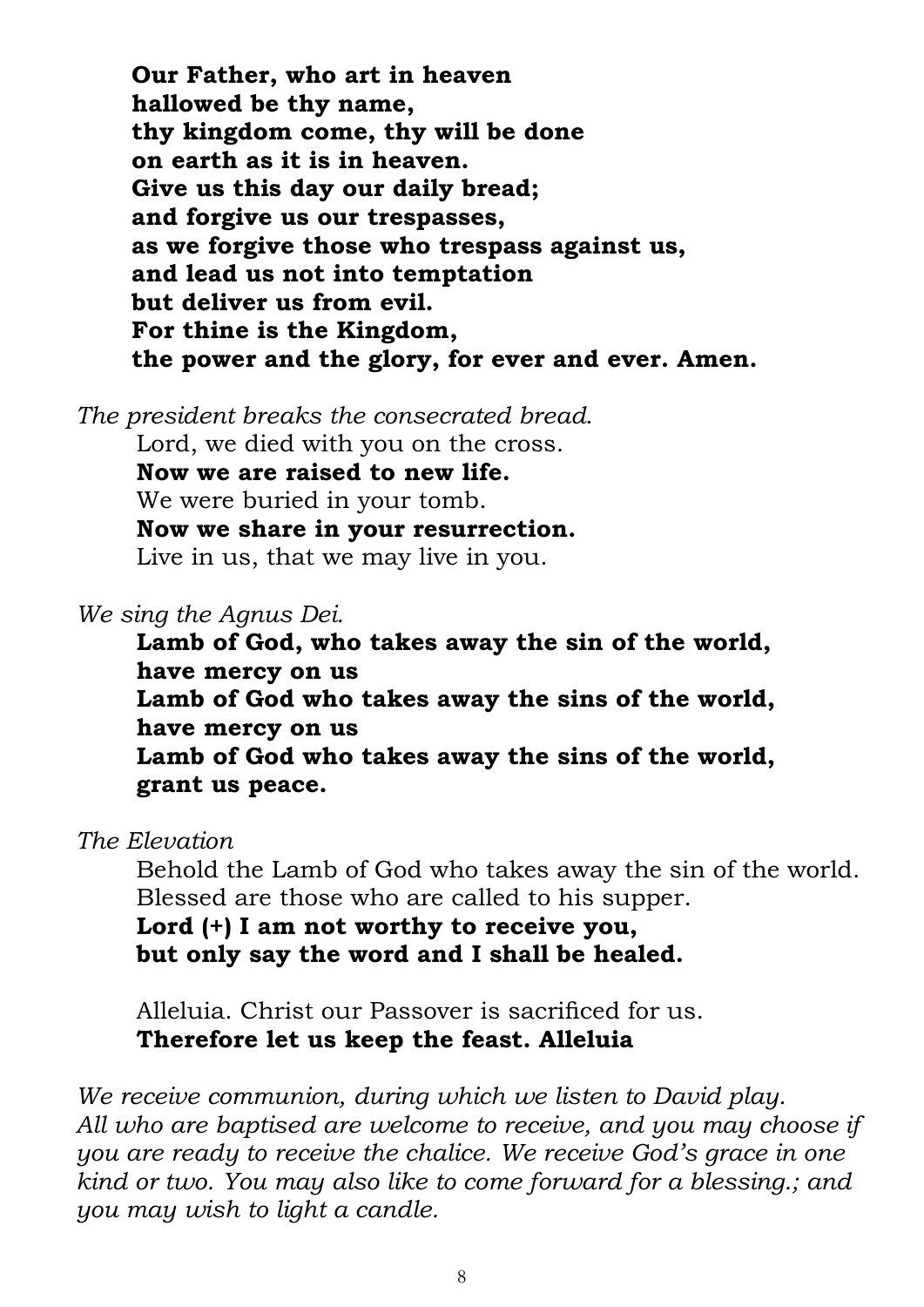**Our Father, who art in heaven**
**hallowed be thy name,**
**thy kingdom come, thy will be done**
**on earth as it is in heaven.**
**Give us this day our daily bread;**
**and forgive us our trespasses,**
**as we forgive those who trespass against us,**
**and lead us not into temptation**
**but deliver us from evil.**
**For thine is the Kingdom,**
**the power and the glory, for ever and ever. Amen.**

*The president breaks the consecrated bread.*

Lord, we died with you on the cross.
**Now we are raised to new life.**
We were buried in your tomb.
**Now we share in your resurrection.**
Live in us, that we may live in you.

*We sing the Agnus Dei.*

**Lamb of God, who takes away the sin of the world,**
**have mercy on us**
**Lamb of God who takes away the sins of the world,**
**have mercy on us**
**Lamb of God who takes away the sins of the world,**
**grant us peace.**

*The Elevation*

Behold the Lamb of God who takes away the sin of the world.
Blessed are those who are called to his supper.
**Lord (+) I am not worthy to receive you,**
**but only say the word and I shall be healed.**

Alleluia. Christ our Passover is sacrificed for us.
**Therefore let us keep the feast. Alleluia**

*We receive communion, during which we listen to David play. All who are baptised are welcome to receive, and you may choose if you are ready to receive the chalice. We receive God's grace in one kind or two. You may also like to come forward for a blessing.; and you may wish to light a candle.*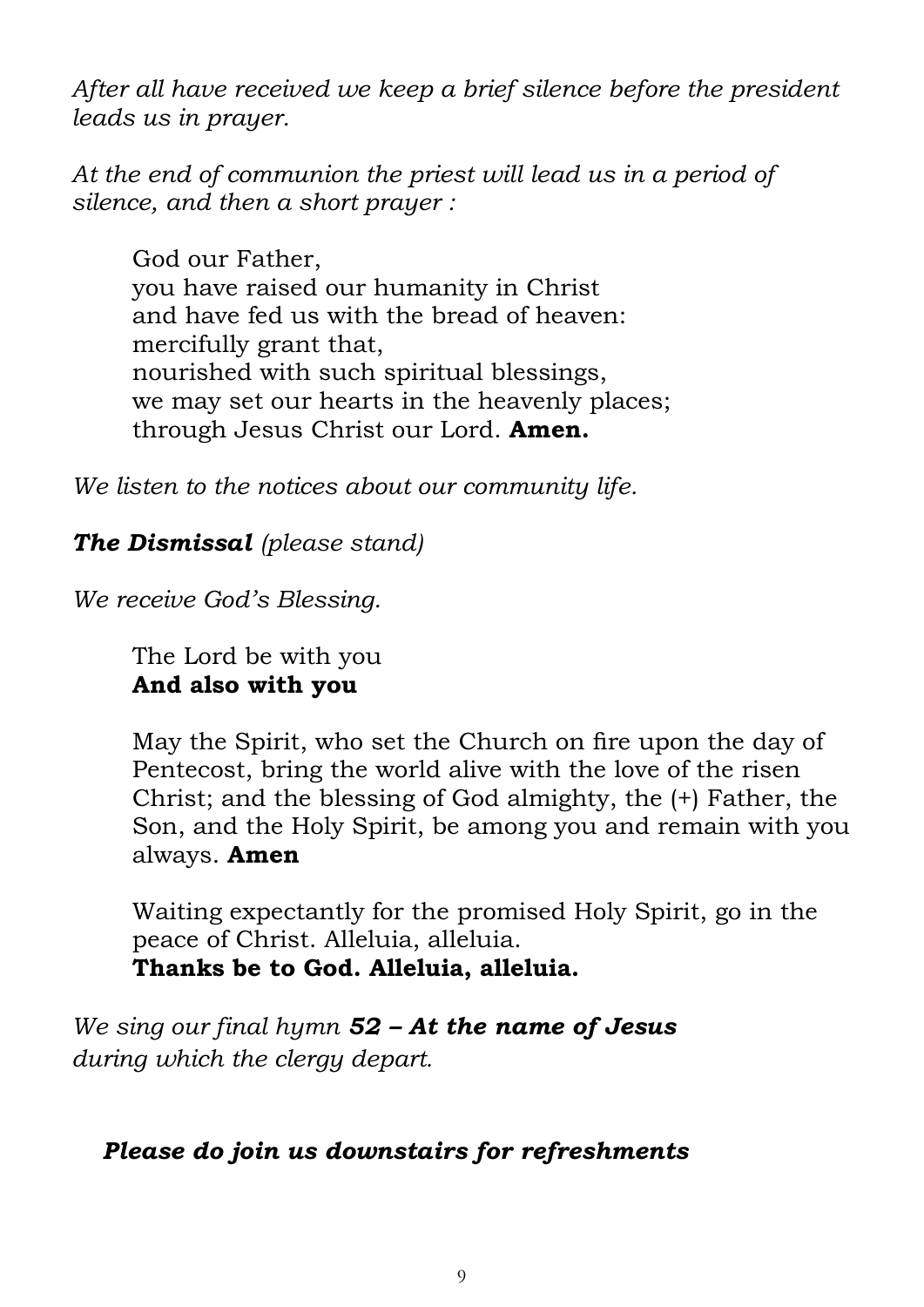*After all have received we keep a brief silence before the president leads us in prayer.*

*At the end of communion the priest will lead us in a period of silence, and then a short prayer :*

> God our Father,
> you have raised our humanity in Christ
> and have fed us with the bread of heaven:
> mercifully grant that,
> nourished with such spiritual blessings,
> we may set our hearts in the heavenly places;
> through Jesus Christ our Lord. **Amen.**

*We listen to the notices about our community life.*

***The Dismissal*** *(please stand)*

*We receive God's Blessing.*

> The Lord be with you
> **And also with you**
>
> May the Spirit, who set the Church on fire upon the day of Pentecost, bring the world alive with the love of the risen Christ; and the blessing of God almighty, the (+) Father, the Son, and the Holy Spirit, be among you and remain with you always. **Amen**
>
> Waiting expectantly for the promised Holy Spirit, go in the peace of Christ. Alleluia, alleluia.
> **Thanks be to God. Alleluia, alleluia.**

*We sing our final hymn* ***52 – At the name of Jesus*** *during which the clergy depart.*

***Please do join us downstairs for refreshments***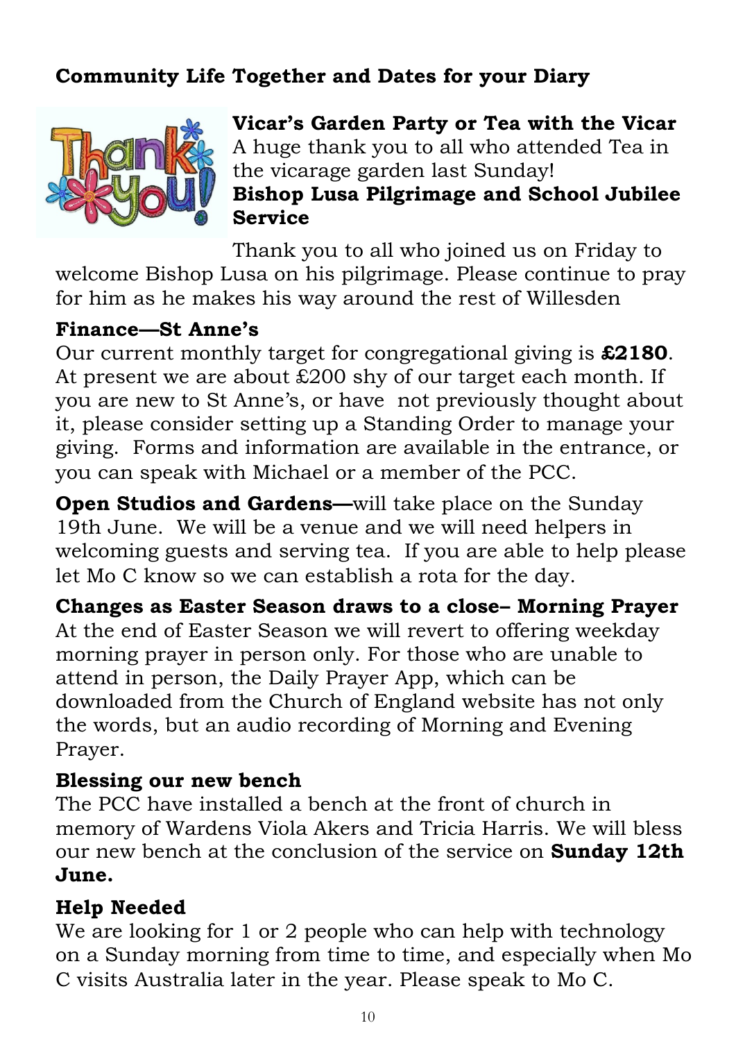## Community Life Together and Dates for your Diary

### Vicar's Garden Party or Tea with the Vicar

A huge thank you to all who attended Tea in the vicarage garden last Sunday!

### Bishop Lusa Pilgrimage and School Jubilee Service

Thank you to all who joined us on Friday to welcome Bishop Lusa on his pilgrimage. Please continue to pray for him as he makes his way around the rest of Willesden

### Finance—St Anne's

Our current monthly target for congregational giving is **£2180**. At present we are about £200 shy of our target each month. If you are new to St Anne's, or have not previously thought about it, please consider setting up a Standing Order to manage your giving. Forms and information are available in the entrance, or you can speak with Michael or a member of the PCC.

**Open Studios and Gardens—**will take place on the Sunday 19th June. We will be a venue and we will need helpers in welcoming guests and serving tea. If you are able to help please let Mo C know so we can establish a rota for the day.

### Changes as Easter Season draws to a close– Morning Prayer

At the end of Easter Season we will revert to offering weekday morning prayer in person only. For those who are unable to attend in person, the Daily Prayer App, which can be downloaded from the Church of England website has not only the words, but an audio recording of Morning and Evening Prayer.

### Blessing our new bench

The PCC have installed a bench at the front of church in memory of Wardens Viola Akers and Tricia Harris. We will bless our new bench at the conclusion of the service on **Sunday 12th June.**

### Help Needed

We are looking for 1 or 2 people who can help with technology on a Sunday morning from time to time, and especially when Mo C visits Australia later in the year. Please speak to Mo C.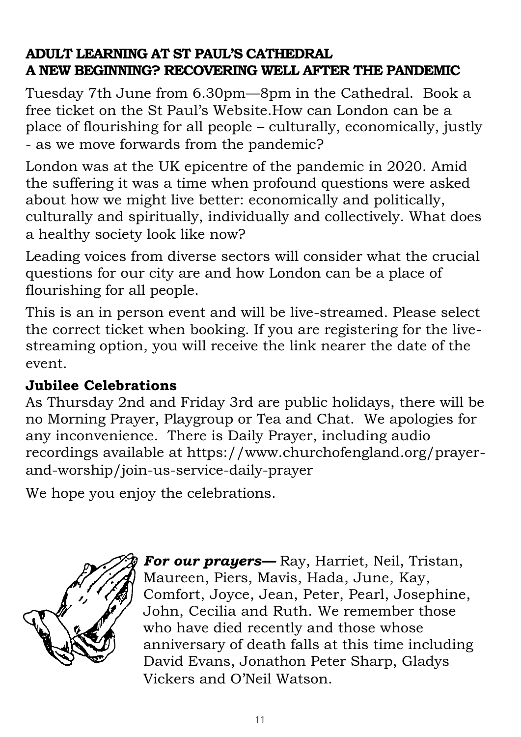**ADULT LEARNING AT ST PAUL'S CATHEDRAL**
**A NEW BEGINNING? RECOVERING WELL AFTER THE PANDEMIC**

Tuesday 7th June from 6.30pm—8pm in the Cathedral. Book a free ticket on the St Paul's Website.How can London can be a place of flourishing for all people – culturally, economically, justly - as we move forwards from the pandemic?

London was at the UK epicentre of the pandemic in 2020. Amid the suffering it was a time when profound questions were asked about how we might live better: economically and politically, culturally and spiritually, individually and collectively. What does a healthy society look like now?

Leading voices from diverse sectors will consider what the crucial questions for our city are and how London can be a place of flourishing for all people.

This is an in person event and will be live-streamed. Please select the correct ticket when booking. If you are registering for the live-streaming option, you will receive the link nearer the date of the event.

**Jubilee Celebrations**

As Thursday 2nd and Friday 3rd are public holidays, there will be no Morning Prayer, Playgroup or Tea and Chat. We apologies for any inconvenience. There is Daily Prayer, including audio recordings available at https://www.churchofengland.org/prayer-and-worship/join-us-service-daily-prayer

We hope you enjoy the celebrations.

***For our prayers—*** Ray, Harriet, Neil, Tristan, Maureen, Piers, Mavis, Hada, June, Kay, Comfort, Joyce, Jean, Peter, Pearl, Josephine, John, Cecilia and Ruth. We remember those who have died recently and those whose anniversary of death falls at this time including David Evans, Jonathon Peter Sharp, Gladys Vickers and O'Neil Watson.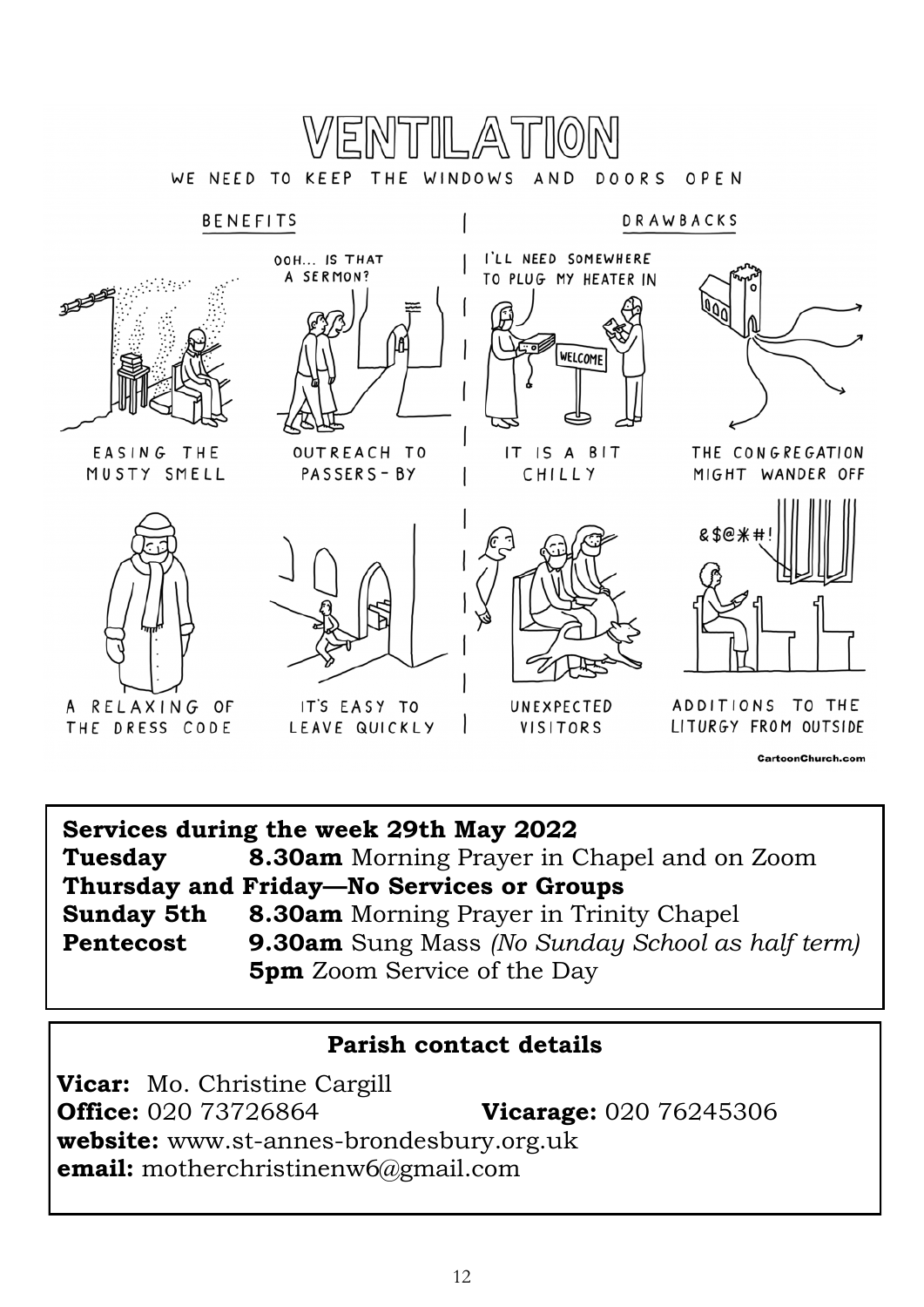# VENTILATION

WE NEED TO KEEP THE WINDOWS AND DOORS OPEN

| BENEFITS | | DRAWBACKS | |
|---|---|---|---|
| EASING THE MUSTY SMELL | OUTREACH TO PASSERS-BY | IT IS A BIT CHILLY | THE CONGREGATION MIGHT WANDER OFF |
| A RELAXING OF THE DRESS CODE | IT'S EASY TO LEAVE QUICKLY | UNEXPECTED VISITORS | ADDITIONS TO THE LITURGY FROM OUTSIDE |

OOH... IS THAT A SERMON?

I'LL NEED SOMEWHERE TO PLUG MY HEATER IN

WELCOME

&$@*#!

CartoonChurch.com

**Services during the week 29th May 2022**

**Tuesday** **8.30am** Morning Prayer in Chapel and on Zoom

**Thursday and Friday—No Services or Groups**

**Sunday 5th** **8.30am** Morning Prayer in Trinity Chapel

**Pentecost** **9.30am** Sung Mass *(No Sunday School as half term)*

**5pm** Zoom Service of the Day

## Parish contact details

**Vicar:** Mo. Christine Cargill

**Office:** 020 73726864 **Vicarage:** 020 76245306

**website:** www.st-annes-brondesbury.org.uk

**email:** motherchristinenw6@gmail.com